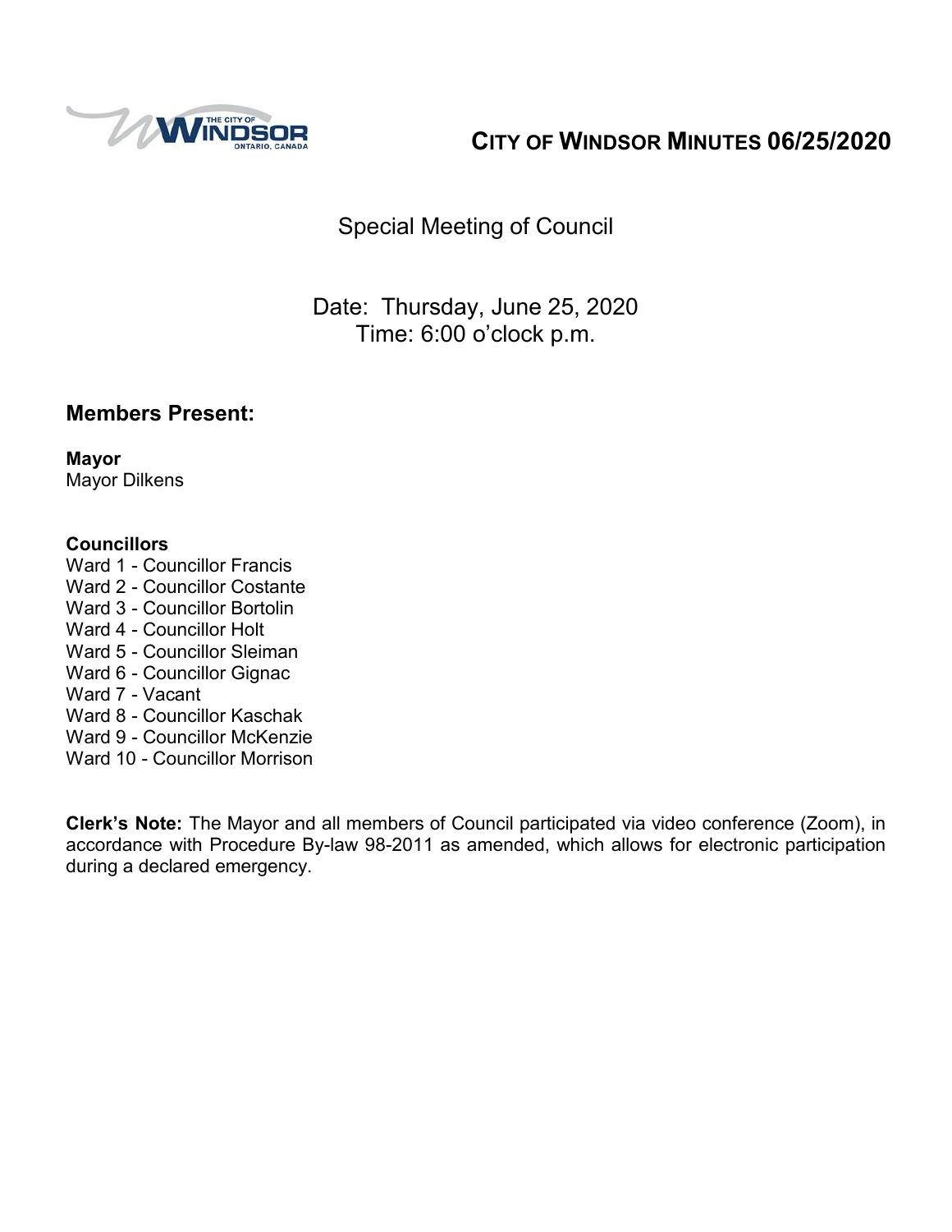# CITY OF WINDSOR MINUTES 06/25/2020

## Special Meeting of Council

Date: Thursday, June 25, 2020
Time: 6:00 o'clock p.m.

## Members Present:

**Mayor**
Mayor Dilkens

**Councillors**
Ward 1 - Councillor Francis
Ward 2 - Councillor Costante
Ward 3 - Councillor Bortolin
Ward 4 - Councillor Holt
Ward 5 - Councillor Sleiman
Ward 6 - Councillor Gignac
Ward 7 - Vacant
Ward 8 - Councillor Kaschak
Ward 9 - Councillor McKenzie
Ward 10 - Councillor Morrison

**Clerk's Note:** The Mayor and all members of Council participated via video conference (Zoom), in accordance with Procedure By-law 98-2011 as amended, which allows for electronic participation during a declared emergency.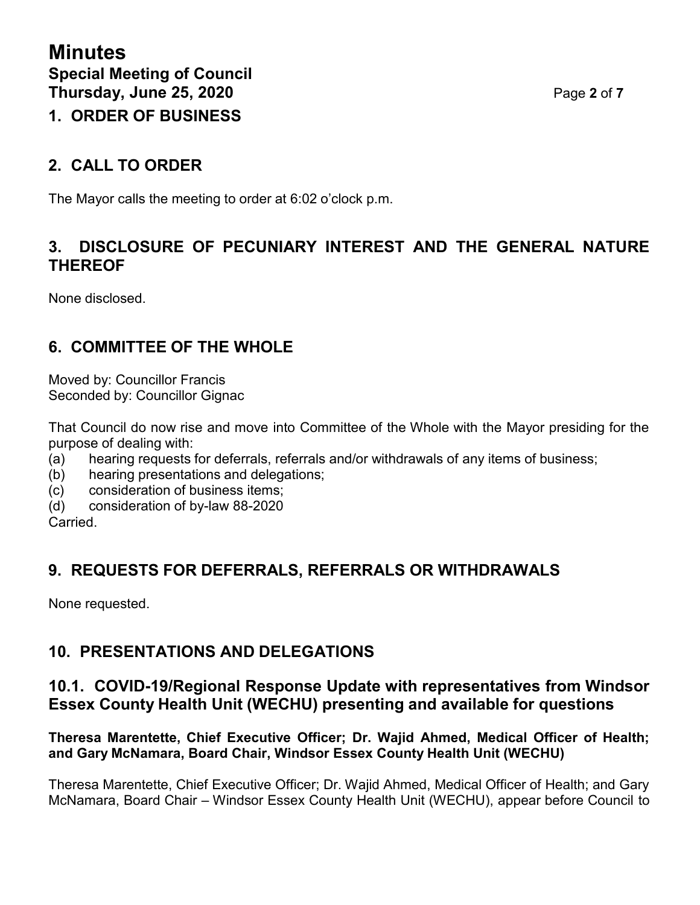## 1. ORDER OF BUSINESS

## 2. CALL TO ORDER

The Mayor calls the meeting to order at 6:02 o'clock p.m.

## 3. DISCLOSURE OF PECUNIARY INTEREST AND THE GENERAL NATURE THEREOF

None disclosed.

## 6. COMMITTEE OF THE WHOLE

Moved by: Councillor Francis
Seconded by: Councillor Gignac

That Council do now rise and move into Committee of the Whole with the Mayor presiding for the purpose of dealing with:

(a) hearing requests for deferrals, referrals and/or withdrawals of any items of business;
(b) hearing presentations and delegations;
(c) consideration of business items;
(d) consideration of by-law 88-2020

Carried.

## 9. REQUESTS FOR DEFERRALS, REFERRALS OR WITHDRAWALS

None requested.

## 10. PRESENTATIONS AND DELEGATIONS

### 10.1. COVID-19/Regional Response Update with representatives from Windsor Essex County Health Unit (WECHU) presenting and available for questions

**Theresa Marentette, Chief Executive Officer; Dr. Wajid Ahmed, Medical Officer of Health; and Gary McNamara, Board Chair, Windsor Essex County Health Unit (WECHU)**

Theresa Marentette, Chief Executive Officer; Dr. Wajid Ahmed, Medical Officer of Health; and Gary McNamara, Board Chair – Windsor Essex County Health Unit (WECHU), appear before Council to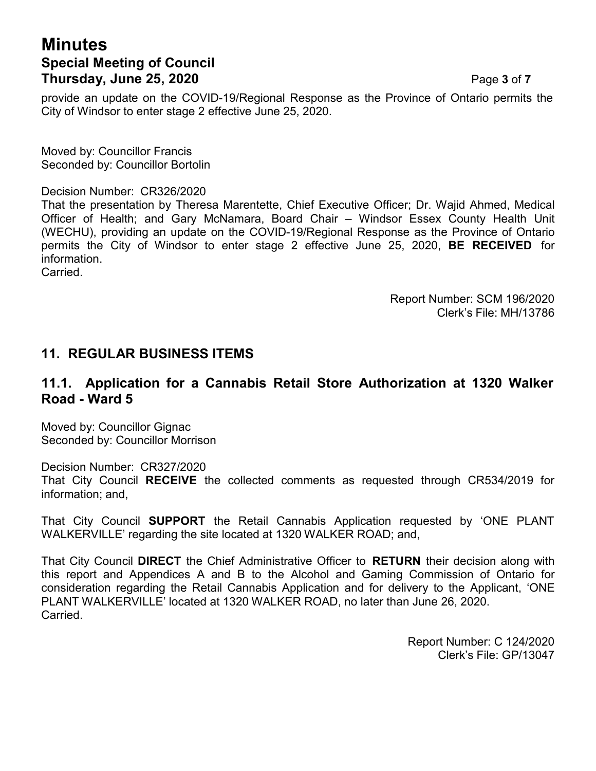provide an update on the COVID-19/Regional Response as the Province of Ontario permits the City of Windsor to enter stage 2 effective June 25, 2020.

Moved by: Councillor Francis
Seconded by: Councillor Bortolin

Decision Number: CR326/2020
That the presentation by Theresa Marentette, Chief Executive Officer; Dr. Wajid Ahmed, Medical Officer of Health; and Gary McNamara, Board Chair – Windsor Essex County Health Unit (WECHU), providing an update on the COVID-19/Regional Response as the Province of Ontario permits the City of Windsor to enter stage 2 effective June 25, 2020, **BE RECEIVED** for information.
Carried.

Report Number: SCM 196/2020
Clerk's File: MH/13786

## 11. REGULAR BUSINESS ITEMS

### 11.1. Application for a Cannabis Retail Store Authorization at 1320 Walker Road - Ward 5

Moved by: Councillor Gignac
Seconded by: Councillor Morrison

Decision Number: CR327/2020
That City Council **RECEIVE** the collected comments as requested through CR534/2019 for information; and,

That City Council **SUPPORT** the Retail Cannabis Application requested by 'ONE PLANT WALKERVILLE' regarding the site located at 1320 WALKER ROAD; and,

That City Council **DIRECT** the Chief Administrative Officer to **RETURN** their decision along with this report and Appendices A and B to the Alcohol and Gaming Commission of Ontario for consideration regarding the Retail Cannabis Application and for delivery to the Applicant, 'ONE PLANT WALKERVILLE' located at 1320 WALKER ROAD, no later than June 26, 2020.
Carried.

Report Number: C 124/2020
Clerk's File: GP/13047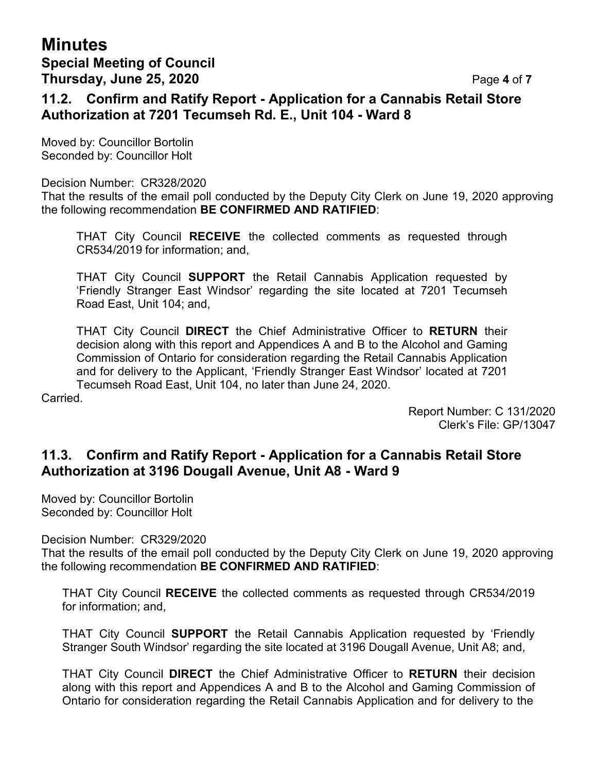### 11.2. Confirm and Ratify Report - Application for a Cannabis Retail Store Authorization at 7201 Tecumseh Rd. E., Unit 104 - Ward 8

Moved by: Councillor Bortolin
Seconded by: Councillor Holt

Decision Number: CR328/2020
That the results of the email poll conducted by the Deputy City Clerk on June 19, 2020 approving the following recommendation **BE CONFIRMED AND RATIFIED**:

> THAT City Council **RECEIVE** the collected comments as requested through CR534/2019 for information; and,
>
> THAT City Council **SUPPORT** the Retail Cannabis Application requested by 'Friendly Stranger East Windsor' regarding the site located at 7201 Tecumseh Road East, Unit 104; and,
>
> THAT City Council **DIRECT** the Chief Administrative Officer to **RETURN** their decision along with this report and Appendices A and B to the Alcohol and Gaming Commission of Ontario for consideration regarding the Retail Cannabis Application and for delivery to the Applicant, 'Friendly Stranger East Windsor' located at 7201 Tecumseh Road East, Unit 104, no later than June 24, 2020.

Carried.

Report Number: C 131/2020
Clerk's File: GP/13047

### 11.3. Confirm and Ratify Report - Application for a Cannabis Retail Store Authorization at 3196 Dougall Avenue, Unit A8 - Ward 9

Moved by: Councillor Bortolin
Seconded by: Councillor Holt

Decision Number: CR329/2020
That the results of the email poll conducted by the Deputy City Clerk on June 19, 2020 approving the following recommendation **BE CONFIRMED AND RATIFIED**:

> THAT City Council **RECEIVE** the collected comments as requested through CR534/2019 for information; and,
>
> THAT City Council **SUPPORT** the Retail Cannabis Application requested by 'Friendly Stranger South Windsor' regarding the site located at 3196 Dougall Avenue, Unit A8; and,
>
> THAT City Council **DIRECT** the Chief Administrative Officer to **RETURN** their decision along with this report and Appendices A and B to the Alcohol and Gaming Commission of Ontario for consideration regarding the Retail Cannabis Application and for delivery to the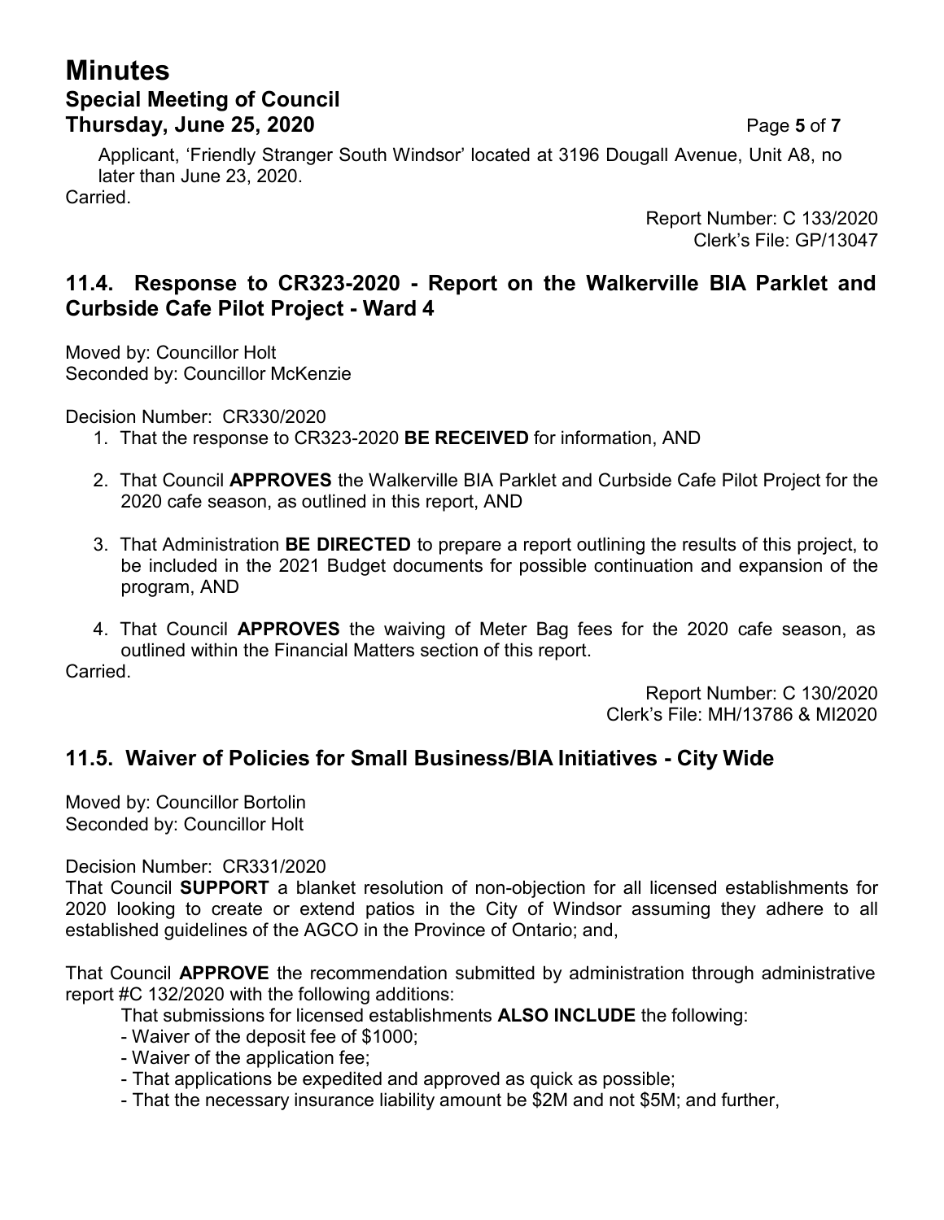Applicant, 'Friendly Stranger South Windsor' located at 3196 Dougall Avenue, Unit A8, no later than June 23, 2020.

Carried.

Report Number: C 133/2020
Clerk's File: GP/13047

## 11.4. Response to CR323-2020 - Report on the Walkerville BIA Parklet and Curbside Cafe Pilot Project - Ward 4

Moved by: Councillor Holt
Seconded by: Councillor McKenzie

Decision Number: CR330/2020

1. That the response to CR323-2020 **BE RECEIVED** for information, AND
2. That Council **APPROVES** the Walkerville BIA Parklet and Curbside Cafe Pilot Project for the 2020 cafe season, as outlined in this report, AND
3. That Administration **BE DIRECTED** to prepare a report outlining the results of this project, to be included in the 2021 Budget documents for possible continuation and expansion of the program, AND
4. That Council **APPROVES** the waiving of Meter Bag fees for the 2020 cafe season, as outlined within the Financial Matters section of this report.

Carried.

Report Number: C 130/2020
Clerk's File: MH/13786 & MI2020

## 11.5. Waiver of Policies for Small Business/BIA Initiatives - City Wide

Moved by: Councillor Bortolin
Seconded by: Councillor Holt

Decision Number: CR331/2020

That Council **SUPPORT** a blanket resolution of non-objection for all licensed establishments for 2020 looking to create or extend patios in the City of Windsor assuming they adhere to all established guidelines of the AGCO in the Province of Ontario; and,

That Council **APPROVE** the recommendation submitted by administration through administrative report #C 132/2020 with the following additions:

That submissions for licensed establishments **ALSO INCLUDE** the following:

- Waiver of the deposit fee of $1000;
- Waiver of the application fee;
- That applications be expedited and approved as quick as possible;
- That the necessary insurance liability amount be $2M and not $5M; and further,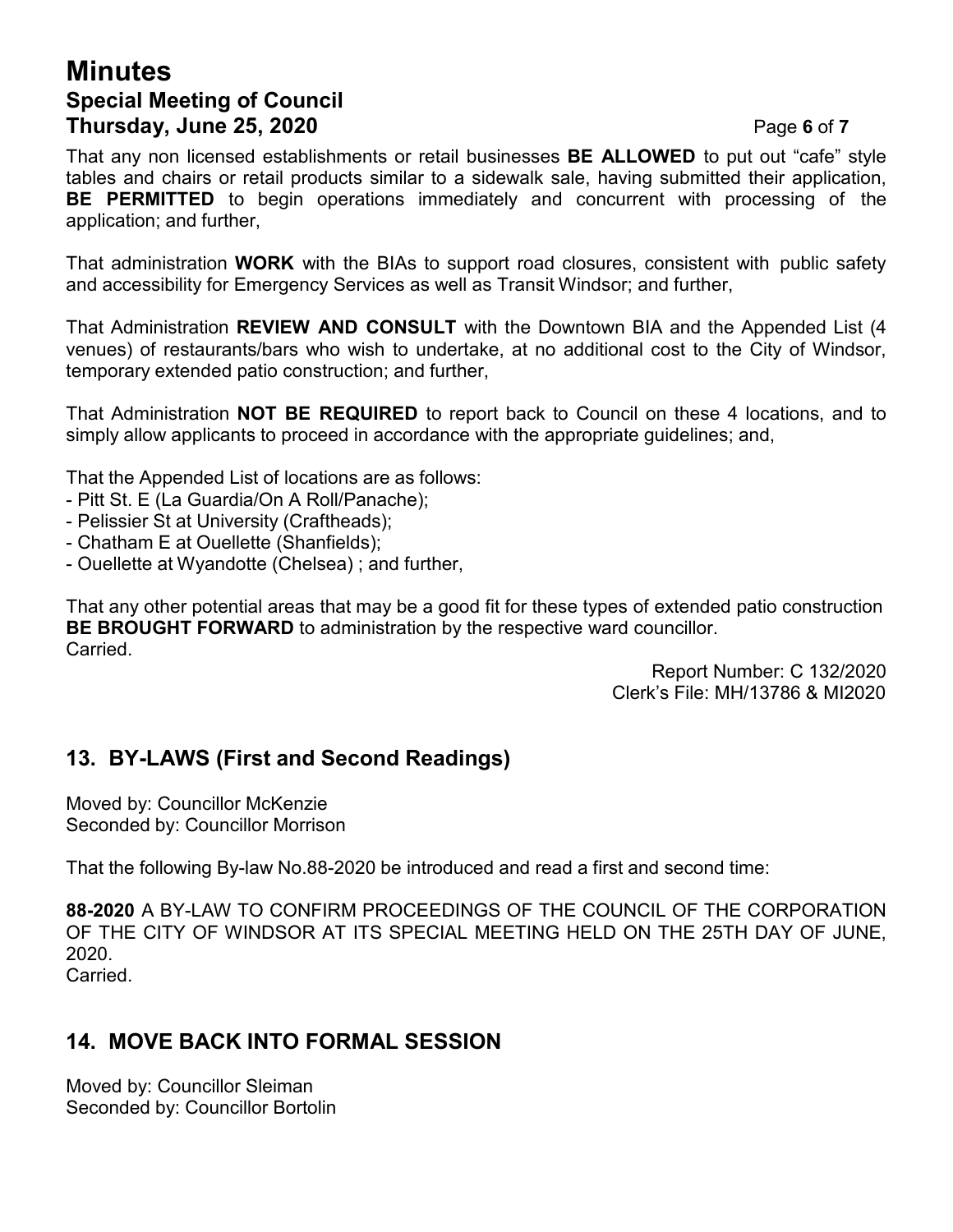That any non licensed establishments or retail businesses **BE ALLOWED** to put out "cafe" style tables and chairs or retail products similar to a sidewalk sale, having submitted their application, **BE PERMITTED** to begin operations immediately and concurrent with processing of the application; and further,

That administration **WORK** with the BIAs to support road closures, consistent with public safety and accessibility for Emergency Services as well as Transit Windsor; and further,

That Administration **REVIEW AND CONSULT** with the Downtown BIA and the Appended List (4 venues) of restaurants/bars who wish to undertake, at no additional cost to the City of Windsor, temporary extended patio construction; and further,

That Administration **NOT BE REQUIRED** to report back to Council on these 4 locations, and to simply allow applicants to proceed in accordance with the appropriate guidelines; and,

That the Appended List of locations are as follows:
- Pitt St. E (La Guardia/On A Roll/Panache);
- Pelissier St at University (Craftheads);
- Chatham E at Ouellette (Shanfields);
- Ouellette at Wyandotte (Chelsea) ; and further,

That any other potential areas that may be a good fit for these types of extended patio construction **BE BROUGHT FORWARD** to administration by the respective ward councillor.
Carried.

Report Number: C 132/2020
Clerk's File: MH/13786 & MI2020

## 13. BY-LAWS (First and Second Readings)

Moved by: Councillor McKenzie
Seconded by: Councillor Morrison

That the following By-law No.88-2020 be introduced and read a first and second time:

**88-2020** A BY-LAW TO CONFIRM PROCEEDINGS OF THE COUNCIL OF THE CORPORATION OF THE CITY OF WINDSOR AT ITS SPECIAL MEETING HELD ON THE 25TH DAY OF JUNE, 2020.
Carried.

## 14. MOVE BACK INTO FORMAL SESSION

Moved by: Councillor Sleiman
Seconded by: Councillor Bortolin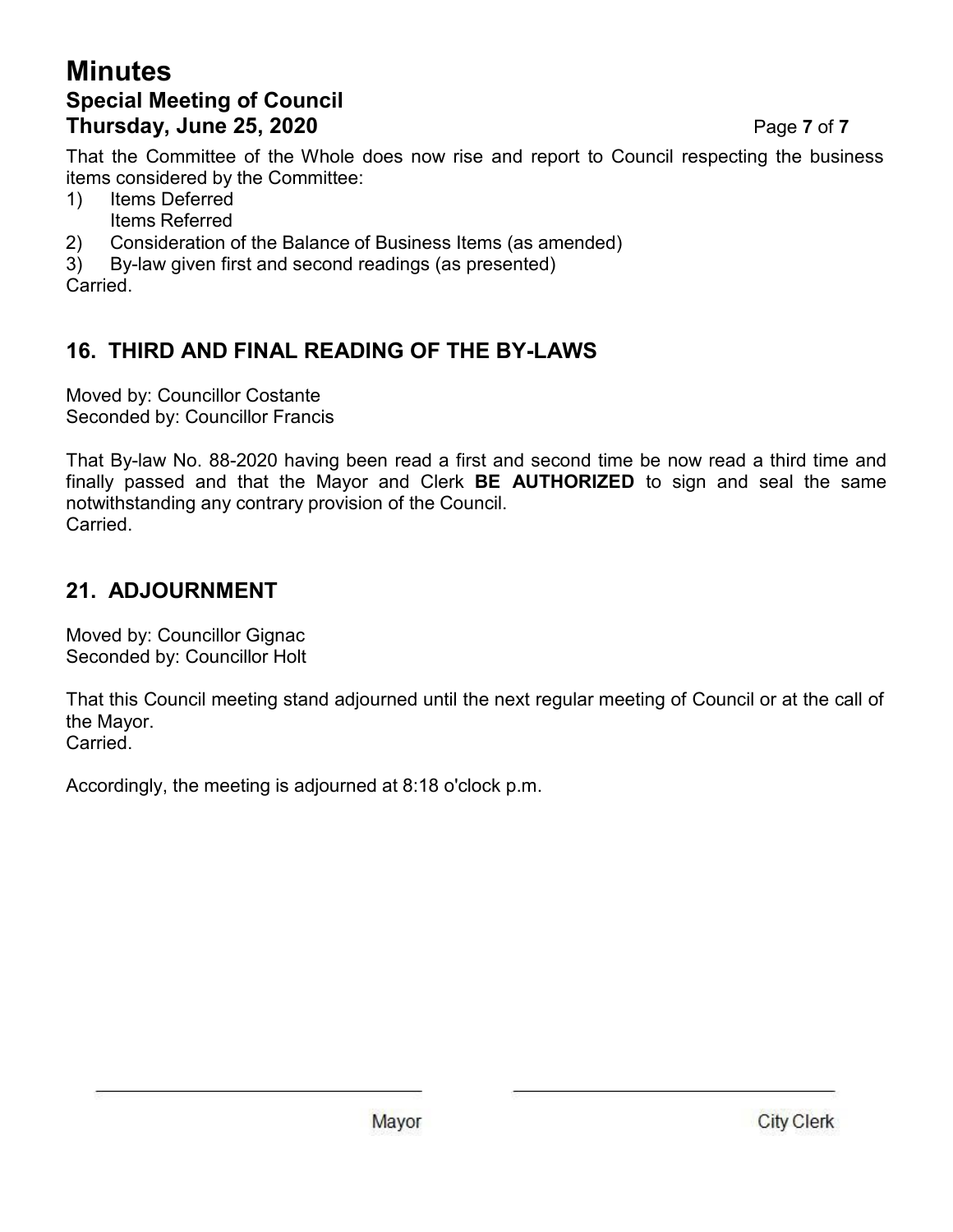That the Committee of the Whole does now rise and report to Council respecting the business items considered by the Committee:

1) Items Deferred
   Items Referred
2) Consideration of the Balance of Business Items (as amended)
3) By-law given first and second readings (as presented)

Carried.

## 16. THIRD AND FINAL READING OF THE BY-LAWS

Moved by: Councillor Costante
Seconded by: Councillor Francis

That By-law No. 88-2020 having been read a first and second time be now read a third time and finally passed and that the Mayor and Clerk **BE AUTHORIZED** to sign and seal the same notwithstanding any contrary provision of the Council.
Carried.

## 21. ADJOURNMENT

Moved by: Councillor Gignac
Seconded by: Councillor Holt

That this Council meeting stand adjourned until the next regular meeting of Council or at the call of the Mayor.
Carried.

Accordingly, the meeting is adjourned at 8:18 o'clock p.m.

Mayor

City Clerk